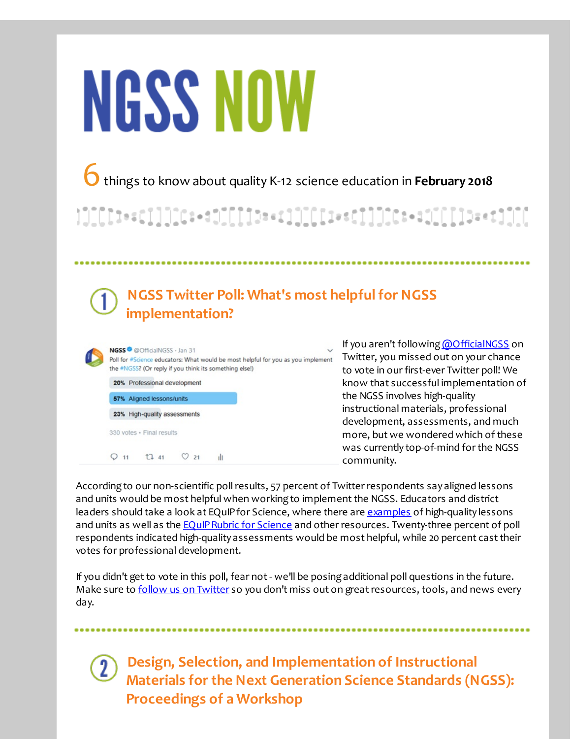# NGSS NOW

6 things to know about quality K-12 science education in **February 2018**

## 1 NGSS Twitter Poll: What's most helpful for NGSS implementation?

NGSS @OfficialNGSS · Jan 31
Poll for #Science educators: What would be most helpful for you as you implement the #NGSS? (Or reply if you think its something else!)

20% Professional development
57% Aligned lessons/units
23% High-quality assessments

330 votes • Final results

11 41 21

If you aren't following @OfficialNGSS on Twitter, you missed out on your chance to vote in our first-ever Twitter poll! We know that successful implementation of the NGSS involves high-quality instructional materials, professional development, assessments, and much more, but we wondered which of these was currently top-of-mind for the NGSS community.

According to our non-scientific poll results, 57 percent of Twitter respondents say aligned lessons and units would be most helpful when working to implement the NGSS. Educators and district leaders should take a look at EQuIP for Science, where there are examples of high-quality lessons and units as well as the EQuIP Rubric for Science and other resources. Twenty-three percent of poll respondents indicated high-quality assessments would be most helpful, while 20 percent cast their votes for professional development.

If you didn't get to vote in this poll, fear not - we'll be posing additional poll questions in the future. Make sure to follow us on Twitter so you don't miss out on great resources, tools, and news every day.

## 2 Design, Selection, and Implementation of Instructional Materials for the Next Generation Science Standards (NGSS): Proceedings of a Workshop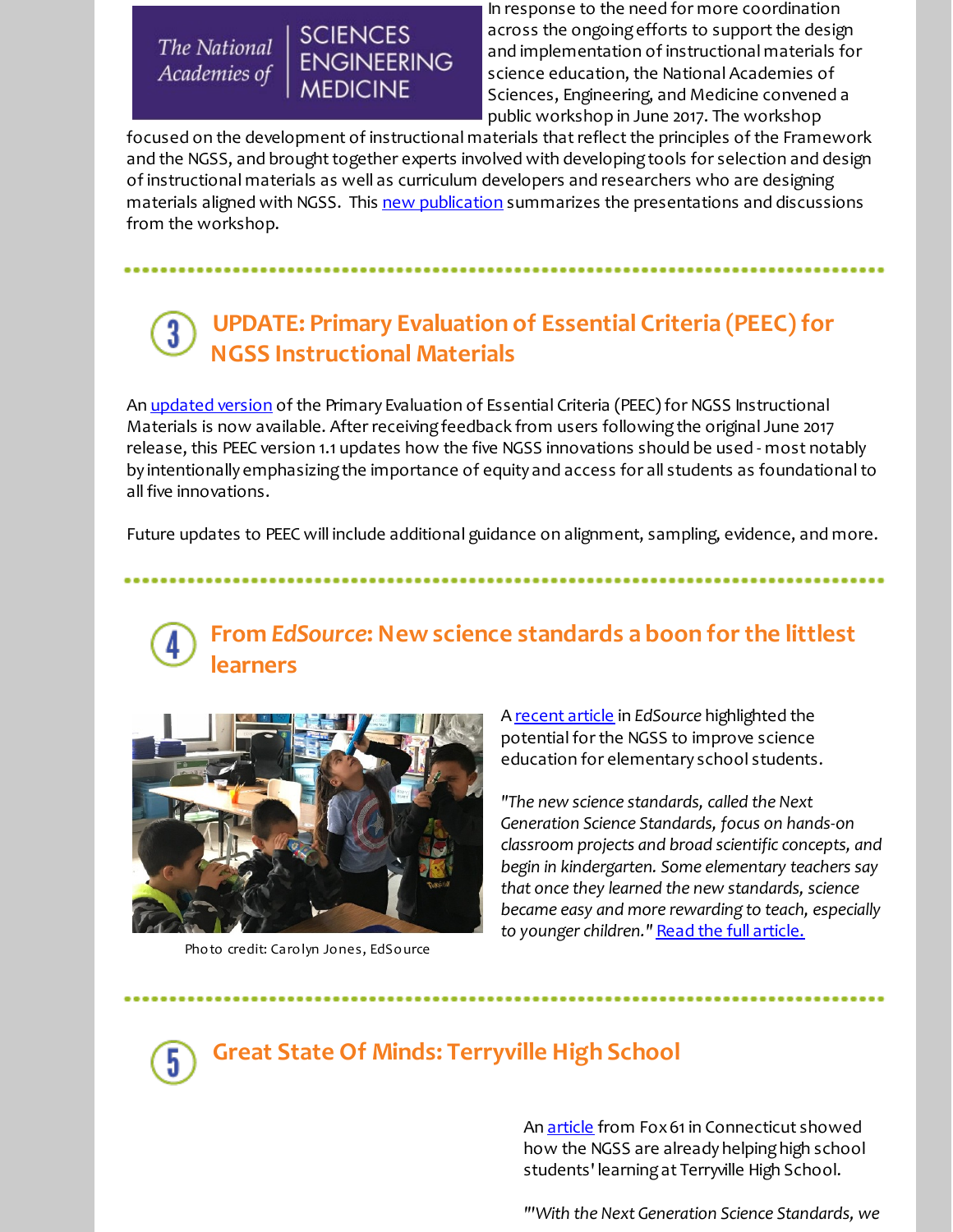In response to the need for more coordination across the ongoing efforts to support the design and implementation of instructional materials for science education, the National Academies of Sciences, Engineering, and Medicine convened a public workshop in June 2017. The workshop focused on the development of instructional materials that reflect the principles of the Framework and the NGSS, and brought together experts involved with developing tools for selection and design of instructional materials as well as curriculum developers and researchers who are designing materials aligned with NGSS. This new publication summarizes the presentations and discussions from the workshop.

## 3 UPDATE: Primary Evaluation of Essential Criteria (PEEC) for NGSS Instructional Materials

An updated version of the Primary Evaluation of Essential Criteria (PEEC) for NGSS Instructional Materials is now available. After receiving feedback from users following the original June 2017 release, this PEEC version 1.1 updates how the five NGSS innovations should be used - most notably by intentionally emphasizing the importance of equity and access for all students as foundational to all five innovations.

Future updates to PEEC will include additional guidance on alignment, sampling, evidence, and more.

## 4 From *EdSource*: New science standards a boon for the littlest learners

Photo credit: Carolyn Jones, EdSource

A recent article in *EdSource* highlighted the potential for the NGSS to improve science education for elementary school students.

*"The new science standards, called the Next Generation Science Standards, focus on hands-on classroom projects and broad scientific concepts, and begin in kindergarten. Some elementary teachers say that once they learned the new standards, science became easy and more rewarding to teach, especially to younger children."* Read the full article.

## 5 Great State Of Minds: Terryville High School

An article from Fox 61 in Connecticut showed how the NGSS are already helping high school students' learning at Terryville High School.

*"'With the Next Generation Science Standards, we*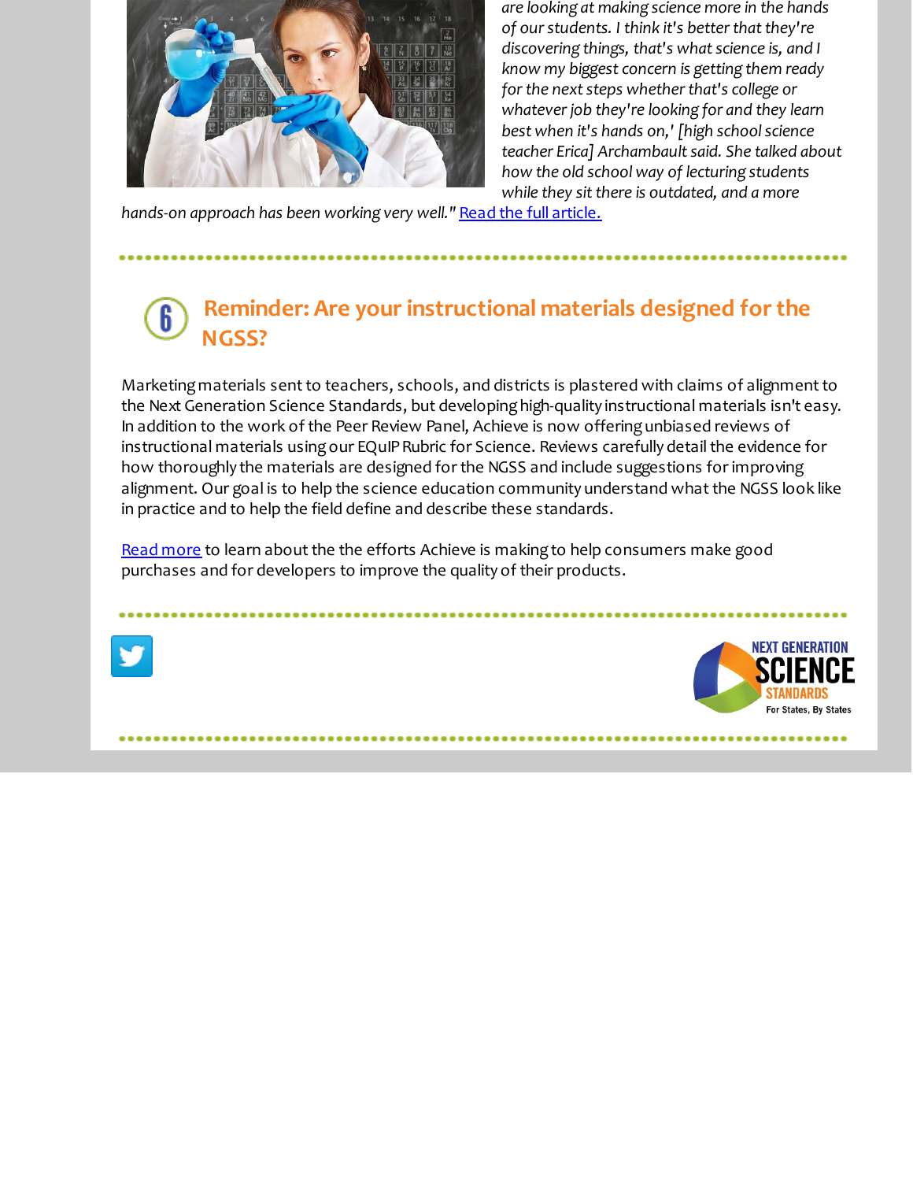*are looking at making science more in the hands of our students. I think it's better that they're discovering things, that's what science is, and I know my biggest concern is getting them ready for the next steps whether that's college or whatever job they're looking for and they learn best when it's hands on,' [high school science teacher Erica] Archambault said. She talked about how the old school way of lecturing students while they sit there is outdated, and a more hands-on approach has been working very well."* [Read the full article.]

## 6 Reminder: Are your instructional materials designed for the NGSS?

Marketing materials sent to teachers, schools, and districts is plastered with claims of alignment to the Next Generation Science Standards, but developing high-quality instructional materials isn't easy. In addition to the work of the Peer Review Panel, Achieve is now offering unbiased reviews of instructional materials using our EQuIP Rubric for Science. Reviews carefully detail the evidence for how thoroughly the materials are designed for the NGSS and include suggestions for improving alignment. Our goal is to help the science education community understand what the NGSS look like in practice and to help the field define and describe these standards.

[Read more] to learn about the the efforts Achieve is making to help consumers make good purchases and for developers to improve the quality of their products.

NEXT GENERATION SCIENCE STANDARDS
For States, By States